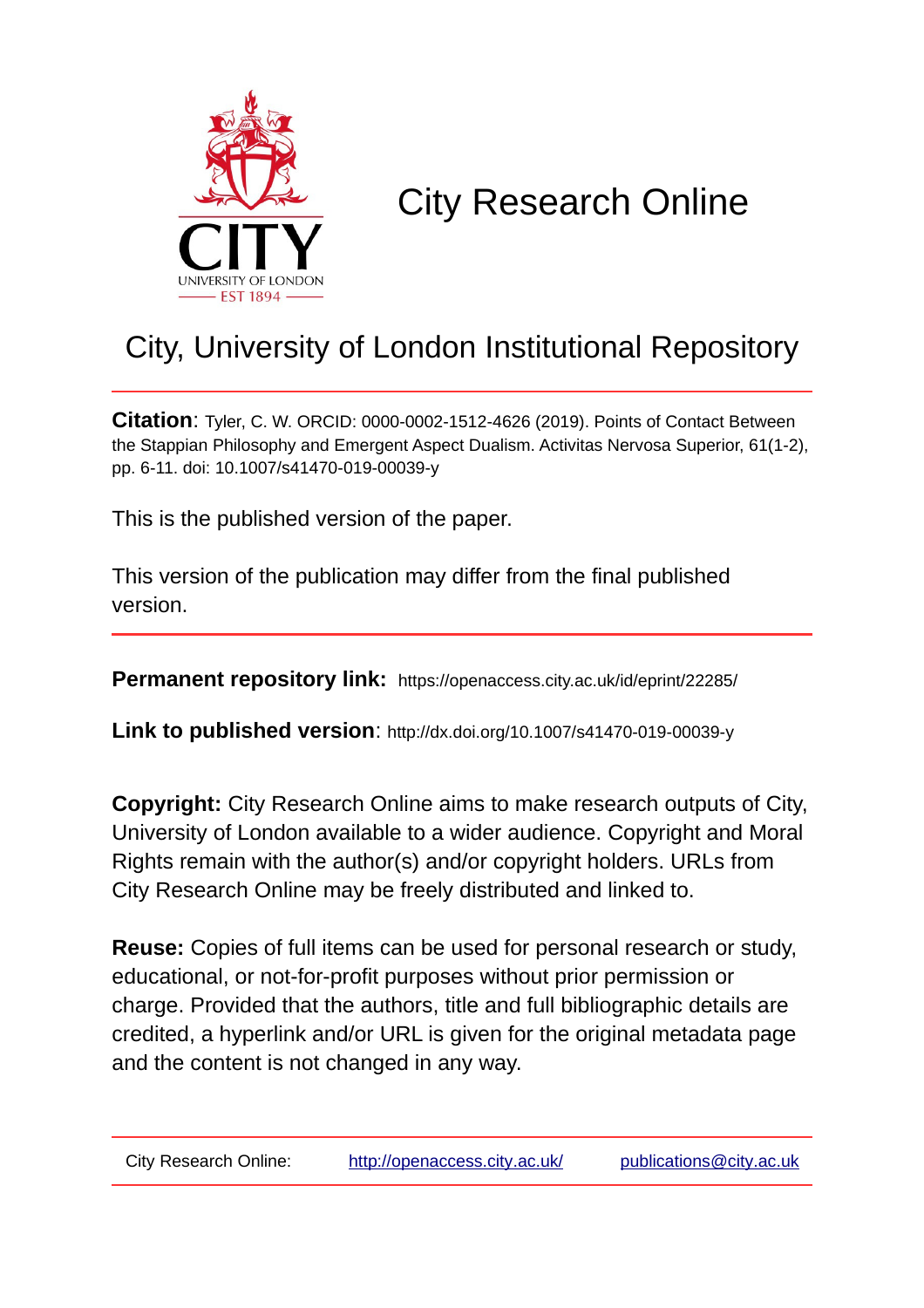# City Research Online

## City, University of London Institutional Repository

**Citation**: Tyler, C. W. ORCID: 0000-0002-1512-4626 (2019). Points of Contact Between the Stappian Philosophy and Emergent Aspect Dualism. Activitas Nervosa Superior, 61(1-2), pp. 6-11. doi: 10.1007/s41470-019-00039-y

This is the published version of the paper.

This version of the publication may differ from the final published version.

**Permanent repository link:** https://openaccess.city.ac.uk/id/eprint/22285/

**Link to published version**: http://dx.doi.org/10.1007/s41470-019-00039-y

**Copyright:** City Research Online aims to make research outputs of City, University of London available to a wider audience. Copyright and Moral Rights remain with the author(s) and/or copyright holders. URLs from City Research Online may be freely distributed and linked to.

**Reuse:** Copies of full items can be used for personal research or study, educational, or not-for-profit purposes without prior permission or charge. Provided that the authors, title and full bibliographic details are credited, a hyperlink and/or URL is given for the original metadata page and the content is not changed in any way.

City Research Online: http://openaccess.city.ac.uk/ publications@city.ac.uk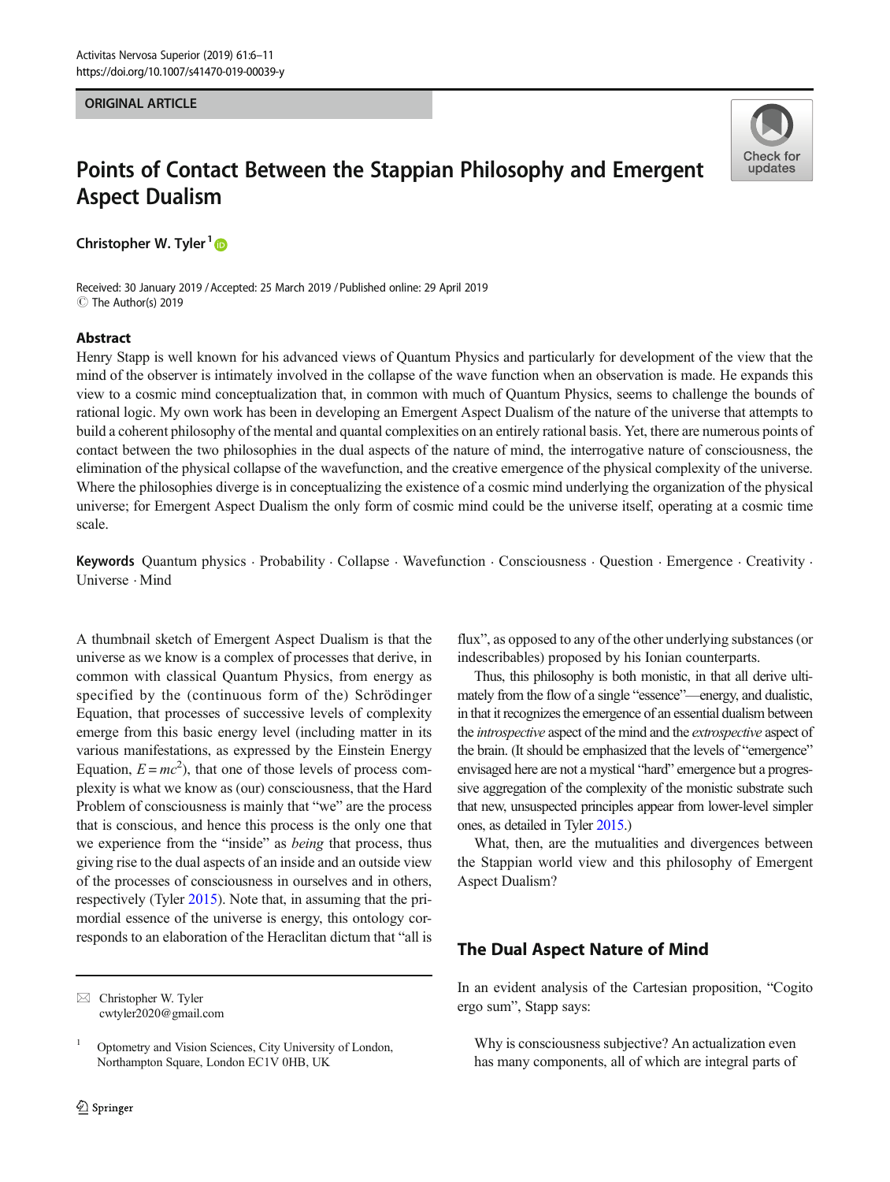ORIGINAL ARTICLE

# Points of Contact Between the Stappian Philosophy and Emergent Aspect Dualism

**Christopher W. Tyler**[1]

Received: 30 January 2019 / Accepted: 25 March 2019 / Published online: 29 April 2019
© The Author(s) 2019

## Abstract

Henry Stapp is well known for his advanced views of Quantum Physics and particularly for development of the view that the mind of the observer is intimately involved in the collapse of the wave function when an observation is made. He expands this view to a cosmic mind conceptualization that, in common with much of Quantum Physics, seems to challenge the bounds of rational logic. My own work has been in developing an Emergent Aspect Dualism of the nature of the universe that attempts to build a coherent philosophy of the mental and quantal complexities on an entirely rational basis. Yet, there are numerous points of contact between the two philosophies in the dual aspects of the nature of mind, the interrogative nature of consciousness, the elimination of the physical collapse of the wavefunction, and the creative emergence of the physical complexity of the universe. Where the philosophies diverge is in conceptualizing the existence of a cosmic mind underlying the organization of the physical universe; for Emergent Aspect Dualism the only form of cosmic mind could be the universe itself, operating at a cosmic time scale.

**Keywords** Quantum physics · Probability · Collapse · Wavefunction · Consciousness · Question · Emergence · Creativity · Universe · Mind

A thumbnail sketch of Emergent Aspect Dualism is that the universe as we know is a complex of processes that derive, in common with classical Quantum Physics, from energy as specified by the (continuous form of the) Schrödinger Equation, that processes of successive levels of complexity emerge from this basic energy level (including matter in its various manifestations, as expressed by the Einstein Energy Equation, $E = mc^2$), that one of those levels of process complexity is what we know as (our) consciousness, that the Hard Problem of consciousness is mainly that "we" are the process that is conscious, and hence this process is the only one that we experience from the "inside" as *being* that process, thus giving rise to the dual aspects of an inside and an outside view of the processes of consciousness in ourselves and in others, respectively (Tyler 2015). Note that, in assuming that the primordial essence of the universe is energy, this ontology corresponds to an elaboration of the Heraclitan dictum that "all is flux", as opposed to any of the other underlying substances (or indescribables) proposed by his Ionian counterparts.

Thus, this philosophy is both monistic, in that all derive ultimately from the flow of a single "essence"—energy, and dualistic, in that it recognizes the emergence of an essential dualism between the *introspective* aspect of the mind and the *extrospective* aspect of the brain. (It should be emphasized that the levels of "emergence" envisaged here are not a mystical "hard" emergence but a progressive aggregation of the complexity of the monistic substrate such that new, unsuspected principles appear from lower-level simpler ones, as detailed in Tyler 2015.)

What, then, are the mutualities and divergences between the Stappian world view and this philosophy of Emergent Aspect Dualism?

## The Dual Aspect Nature of Mind

In an evident analysis of the Cartesian proposition, "Cogito ergo sum", Stapp says:

> Why is consciousness subjective? An actualization even has many components, all of which are integral parts of

---

✉ Christopher W. Tyler
cwtyler2020@gmail.com

[1] Optometry and Vision Sciences, City University of London, Northampton Square, London EC1V 0HB, UK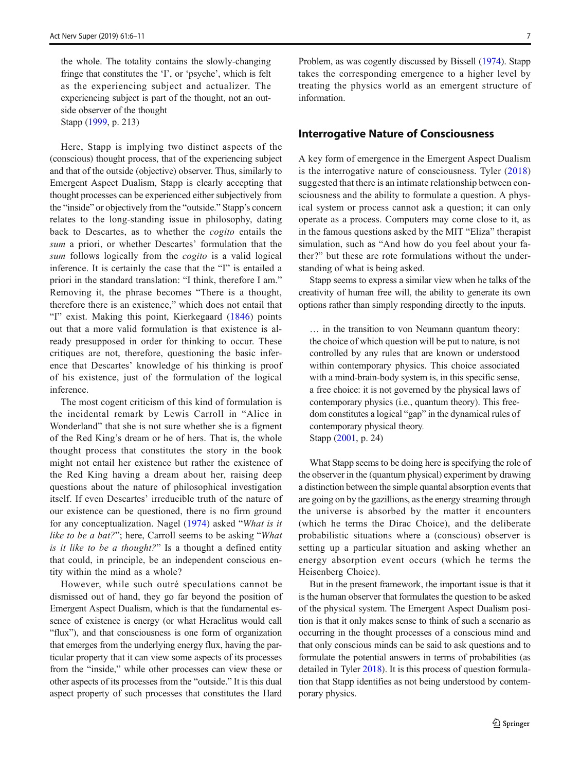the whole. The totality contains the slowly-changing fringe that constitutes the 'I', or 'psyche', which is felt as the experiencing subject and actualizer. The experiencing subject is part of the thought, not an outside observer of the thought

Stapp (1999, p. 213)

Here, Stapp is implying two distinct aspects of the (conscious) thought process, that of the experiencing subject and that of the outside (objective) observer. Thus, similarly to Emergent Aspect Dualism, Stapp is clearly accepting that thought processes can be experienced either subjectively from the "inside" or objectively from the "outside." Stapp's concern relates to the long-standing issue in philosophy, dating back to Descartes, as to whether the *cogito* entails the *sum* a priori, or whether Descartes' formulation that the *sum* follows logically from the *cogito* is a valid logical inference. It is certainly the case that the "I" is entailed a priori in the standard translation: "I think, therefore I am." Removing it, the phrase becomes "There is a thought, therefore there is an existence," which does not entail that "I" exist. Making this point, Kierkegaard (1846) points out that a more valid formulation is that existence is already presupposed in order for thinking to occur. These critiques are not, therefore, questioning the basic inference that Descartes' knowledge of his thinking is proof of his existence, just of the formulation of the logical inference.

The most cogent criticism of this kind of formulation is the incidental remark by Lewis Carroll in "Alice in Wonderland" that she is not sure whether she is a figment of the Red King's dream or he of hers. That is, the whole thought process that constitutes the story in the book might not entail her existence but rather the existence of the Red King having a dream about her, raising deep questions about the nature of philosophical investigation itself. If even Descartes' irreducible truth of the nature of our existence can be questioned, there is no firm ground for any conceptualization. Nagel (1974) asked "*What is it like to be a bat?*"; here, Carroll seems to be asking "*What is it like to be a thought?*" Is a thought a defined entity that could, in principle, be an independent conscious entity within the mind as a whole?

However, while such outré speculations cannot be dismissed out of hand, they go far beyond the position of Emergent Aspect Dualism, which is that the fundamental essence of existence is energy (or what Heraclitus would call "flux"), and that consciousness is one form of organization that emerges from the underlying energy flux, having the particular property that it can view some aspects of its processes from the "inside," while other processes can view these or other aspects of its processes from the "outside." It is this dual aspect property of such processes that constitutes the Hard Problem, as was cogently discussed by Bissell (1974). Stapp takes the corresponding emergence to a higher level by treating the physics world as an emergent structure of information.

## Interrogative Nature of Consciousness

A key form of emergence in the Emergent Aspect Dualism is the interrogative nature of consciousness. Tyler (2018) suggested that there is an intimate relationship between consciousness and the ability to formulate a question. A physical system or process cannot ask a question; it can only operate as a process. Computers may come close to it, as in the famous questions asked by the MIT "Eliza" therapist simulation, such as "And how do you feel about your father?" but these are rote formulations without the understanding of what is being asked.

Stapp seems to express a similar view when he talks of the creativity of human free will, the ability to generate its own options rather than simply responding directly to the inputs.

> … in the transition to von Neumann quantum theory: the choice of which question will be put to nature, is not controlled by any rules that are known or understood within contemporary physics. This choice associated with a mind-brain-body system is, in this specific sense, a free choice: it is not governed by the physical laws of contemporary physics (i.e., quantum theory). This freedom constitutes a logical "gap" in the dynamical rules of contemporary physical theory.
>
> Stapp (2001, p. 24)

What Stapp seems to be doing here is specifying the role of the observer in the (quantum physical) experiment by drawing a distinction between the simple quantal absorption events that are going on by the gazillions, as the energy streaming through the universe is absorbed by the matter it encounters (which he terms the Dirac Choice), and the deliberate probabilistic situations where a (conscious) observer is setting up a particular situation and asking whether an energy absorption event occurs (which he terms the Heisenberg Choice).

But in the present framework, the important issue is that it is the human observer that formulates the question to be asked of the physical system. The Emergent Aspect Dualism position is that it only makes sense to think of such a scenario as occurring in the thought processes of a conscious mind and that only conscious minds can be said to ask questions and to formulate the potential answers in terms of probabilities (as detailed in Tyler 2018). It is this process of question formulation that Stapp identifies as not being understood by contemporary physics.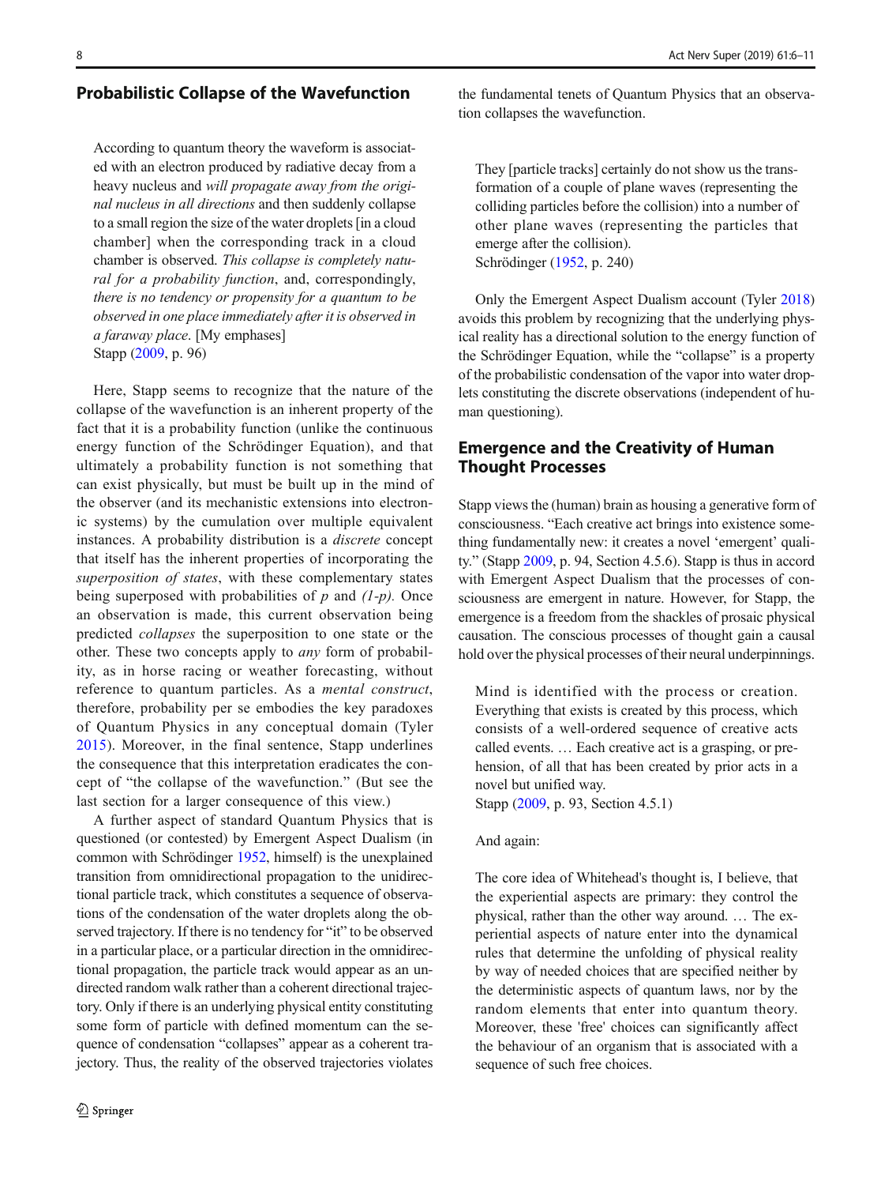## Probabilistic Collapse of the Wavefunction

> According to quantum theory the waveform is associated with an electron produced by radiative decay from a heavy nucleus and *will propagate away from the original nucleus in all directions* and then suddenly collapse to a small region the size of the water droplets [in a cloud chamber] when the corresponding track in a cloud chamber is observed. *This collapse is completely natural for a probability function*, and, correspondingly, *there is no tendency or propensity for a quantum to be observed in one place immediately after it is observed in a faraway place*. [My emphases]
> Stapp (2009, p. 96)

Here, Stapp seems to recognize that the nature of the collapse of the wavefunction is an inherent property of the fact that it is a probability function (unlike the continuous energy function of the Schrödinger Equation), and that ultimately a probability function is not something that can exist physically, but must be built up in the mind of the observer (and its mechanistic extensions into electronic systems) by the cumulation over multiple equivalent instances. A probability distribution is a *discrete* concept that itself has the inherent properties of incorporating the *superposition of states*, with these complementary states being superposed with probabilities of *p* and *(1-p)*. Once an observation is made, this current observation being predicted *collapses* the superposition to one state or the other. These two concepts apply to *any* form of probability, as in horse racing or weather forecasting, without reference to quantum particles. As a *mental construct*, therefore, probability per se embodies the key paradoxes of Quantum Physics in any conceptual domain (Tyler 2015). Moreover, in the final sentence, Stapp underlines the consequence that this interpretation eradicates the concept of "the collapse of the wavefunction." (But see the last section for a larger consequence of this view.)

A further aspect of standard Quantum Physics that is questioned (or contested) by Emergent Aspect Dualism (in common with Schrödinger 1952, himself) is the unexplained transition from omnidirectional propagation to the unidirectional particle track, which constitutes a sequence of observations of the condensation of the water droplets along the observed trajectory. If there is no tendency for "it" to be observed in a particular place, or a particular direction in the omnidirectional propagation, the particle track would appear as an undirected random walk rather than a coherent directional trajectory. Only if there is an underlying physical entity constituting some form of particle with defined momentum can the sequence of condensation "collapses" appear as a coherent trajectory. Thus, the reality of the observed trajectories violates the fundamental tenets of Quantum Physics that an observation collapses the wavefunction.

> They [particle tracks] certainly do not show us the transformation of a couple of plane waves (representing the colliding particles before the collision) into a number of other plane waves (representing the particles that emerge after the collision).
> Schrödinger (1952, p. 240)

Only the Emergent Aspect Dualism account (Tyler 2018) avoids this problem by recognizing that the underlying physical reality has a directional solution to the energy function of the Schrödinger Equation, while the "collapse" is a property of the probabilistic condensation of the vapor into water droplets constituting the discrete observations (independent of human questioning).

## Emergence and the Creativity of Human Thought Processes

Stapp views the (human) brain as housing a generative form of consciousness. "Each creative act brings into existence something fundamentally new: it creates a novel 'emergent' quality." (Stapp 2009, p. 94, Section 4.5.6). Stapp is thus in accord with Emergent Aspect Dualism that the processes of consciousness are emergent in nature. However, for Stapp, the emergence is a freedom from the shackles of prosaic physical causation. The conscious processes of thought gain a causal hold over the physical processes of their neural underpinnings.

> Mind is identified with the process or creation. Everything that exists is created by this process, which consists of a well-ordered sequence of creative acts called events. … Each creative act is a grasping, or prehension, of all that has been created by prior acts in a novel but unified way.
> Stapp (2009, p. 93, Section 4.5.1)

And again:

> The core idea of Whitehead's thought is, I believe, that the experiential aspects are primary: they control the physical, rather than the other way around. … The experiential aspects of nature enter into the dynamical rules that determine the unfolding of physical reality by way of needed choices that are specified neither by the deterministic aspects of quantum laws, nor by the random elements that enter into quantum theory. Moreover, these 'free' choices can significantly affect the behaviour of an organism that is associated with a sequence of such free choices.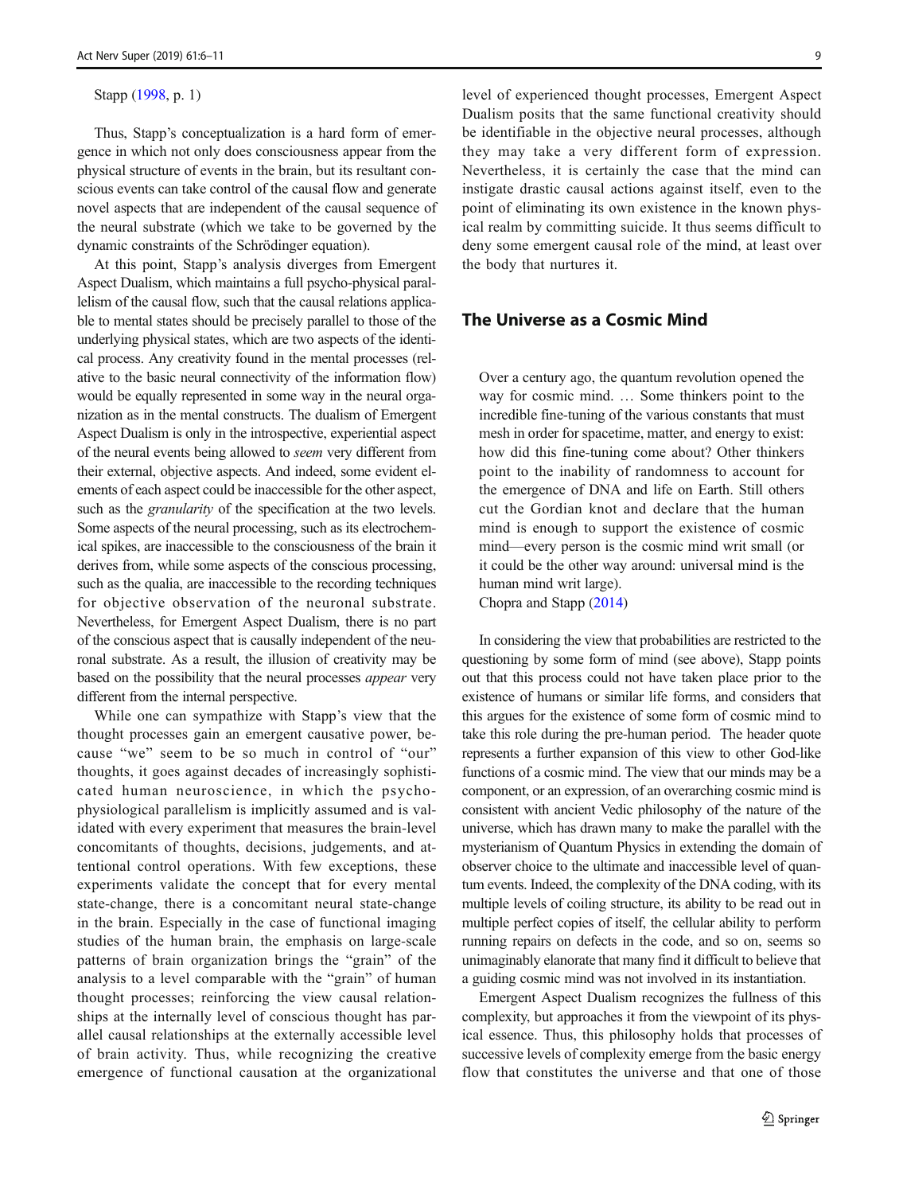Stapp (1998, p. 1)

Thus, Stapp's conceptualization is a hard form of emergence in which not only does consciousness appear from the physical structure of events in the brain, but its resultant conscious events can take control of the causal flow and generate novel aspects that are independent of the causal sequence of the neural substrate (which we take to be governed by the dynamic constraints of the Schrödinger equation).

At this point, Stapp's analysis diverges from Emergent Aspect Dualism, which maintains a full psycho-physical parallelism of the causal flow, such that the causal relations applicable to mental states should be precisely parallel to those of the underlying physical states, which are two aspects of the identical process. Any creativity found in the mental processes (relative to the basic neural connectivity of the information flow) would be equally represented in some way in the neural organization as in the mental constructs. The dualism of Emergent Aspect Dualism is only in the introspective, experiential aspect of the neural events being allowed to *seem* very different from their external, objective aspects. And indeed, some evident elements of each aspect could be inaccessible for the other aspect, such as the *granularity* of the specification at the two levels. Some aspects of the neural processing, such as its electrochemical spikes, are inaccessible to the consciousness of the brain it derives from, while some aspects of the conscious processing, such as the qualia, are inaccessible to the recording techniques for objective observation of the neuronal substrate. Nevertheless, for Emergent Aspect Dualism, there is no part of the conscious aspect that is causally independent of the neuronal substrate. As a result, the illusion of creativity may be based on the possibility that the neural processes *appear* very different from the internal perspective.

While one can sympathize with Stapp's view that the thought processes gain an emergent causative power, because "we" seem to be so much in control of "our" thoughts, it goes against decades of increasingly sophisticated human neuroscience, in which the psycho-physiological parallelism is implicitly assumed and is validated with every experiment that measures the brain-level concomitants of thoughts, decisions, judgements, and attentional control operations. With few exceptions, these experiments validate the concept that for every mental state-change, there is a concomitant neural state-change in the brain. Especially in the case of functional imaging studies of the human brain, the emphasis on large-scale patterns of brain organization brings the "grain" of the analysis to a level comparable with the "grain" of human thought processes; reinforcing the view causal relationships at the internally level of conscious thought has parallel causal relationships at the externally accessible level of brain activity. Thus, while recognizing the creative emergence of functional causation at the organizational level of experienced thought processes, Emergent Aspect Dualism posits that the same functional creativity should be identifiable in the objective neural processes, although they may take a very different form of expression. Nevertheless, it is certainly the case that the mind can instigate drastic causal actions against itself, even to the point of eliminating its own existence in the known physical realm by committing suicide. It thus seems difficult to deny some emergent causal role of the mind, at least over the body that nurtures it.

## The Universe as a Cosmic Mind

> Over a century ago, the quantum revolution opened the way for cosmic mind. … Some thinkers point to the incredible fine-tuning of the various constants that must mesh in order for spacetime, matter, and energy to exist: how did this fine-tuning come about? Other thinkers point to the inability of randomness to account for the emergence of DNA and life on Earth. Still others cut the Gordian knot and declare that the human mind is enough to support the existence of cosmic mind—every person is the cosmic mind writ small (or it could be the other way around: universal mind is the human mind writ large).
> Chopra and Stapp (2014)

In considering the view that probabilities are restricted to the questioning by some form of mind (see above), Stapp points out that this process could not have taken place prior to the existence of humans or similar life forms, and considers that this argues for the existence of some form of cosmic mind to take this role during the pre-human period. The header quote represents a further expansion of this view to other God-like functions of a cosmic mind. The view that our minds may be a component, or an expression, of an overarching cosmic mind is consistent with ancient Vedic philosophy of the nature of the universe, which has drawn many to make the parallel with the mysterianism of Quantum Physics in extending the domain of observer choice to the ultimate and inaccessible level of quantum events. Indeed, the complexity of the DNA coding, with its multiple levels of coiling structure, its ability to be read out in multiple perfect copies of itself, the cellular ability to perform running repairs on defects in the code, and so on, seems so unimaginably elanorate that many find it difficult to believe that a guiding cosmic mind was not involved in its instantiation.

Emergent Aspect Dualism recognizes the fullness of this complexity, but approaches it from the viewpoint of its physical essence. Thus, this philosophy holds that processes of successive levels of complexity emerge from the basic energy flow that constitutes the universe and that one of those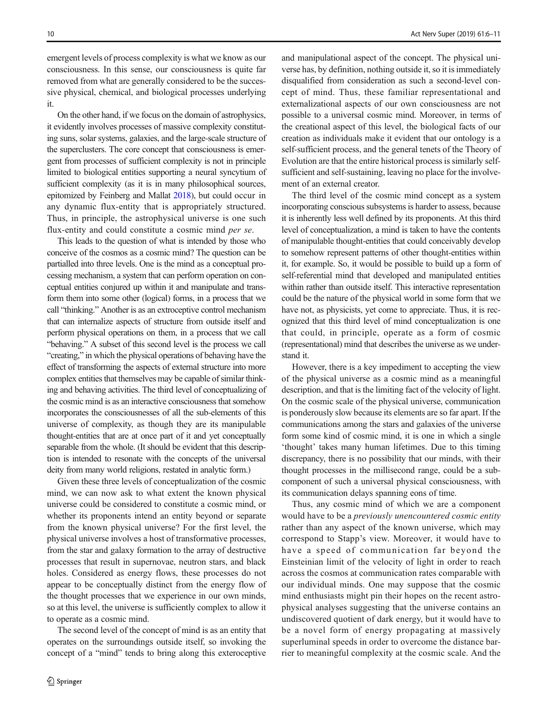emergent levels of process complexity is what we know as our consciousness. In this sense, our consciousness is quite far removed from what are generally considered to be the successive physical, chemical, and biological processes underlying it.

On the other hand, if we focus on the domain of astrophysics, it evidently involves processes of massive complexity constituting suns, solar systems, galaxies, and the large-scale structure of the superclusters. The core concept that consciousness is emergent from processes of sufficient complexity is not in principle limited to biological entities supporting a neural syncytium of sufficient complexity (as it is in many philosophical sources, epitomized by Feinberg and Mallat 2018), but could occur in any dynamic flux-entity that is appropriately structured. Thus, in principle, the astrophysical universe is one such flux-entity and could constitute a cosmic mind *per se*.

This leads to the question of what is intended by those who conceive of the cosmos as a cosmic mind? The question can be partialled into three levels. One is the mind as a conceptual processing mechanism, a system that can perform operation on conceptual entities conjured up within it and manipulate and transform them into some other (logical) forms, in a process that we call "thinking." Another is as an extroceptive control mechanism that can internalize aspects of structure from outside itself and perform physical operations on them, in a process that we call "behaving." A subset of this second level is the process we call "creating," in which the physical operations of behaving have the effect of transforming the aspects of external structure into more complex entities that themselves may be capable of similar thinking and behaving activities. The third level of conceptualizing of the cosmic mind is as an interactive consciousness that somehow incorporates the consciousnesses of all the sub-elements of this universe of complexity, as though they are its manipulable thought-entities that are at once part of it and yet conceptually separable from the whole. (It should be evident that this description is intended to resonate with the concepts of the universal deity from many world religions, restated in analytic form.)

Given these three levels of conceptualization of the cosmic mind, we can now ask to what extent the known physical universe could be considered to constitute a cosmic mind, or whether its proponents intend an entity beyond or separate from the known physical universe? For the first level, the physical universe involves a host of transformative processes, from the star and galaxy formation to the array of destructive processes that result in supernovae, neutron stars, and black holes. Considered as energy flows, these processes do not appear to be conceptually distinct from the energy flow of the thought processes that we experience in our own minds, so at this level, the universe is sufficiently complex to allow it to operate as a cosmic mind.

The second level of the concept of mind is as an entity that operates on the surroundings outside itself, so invoking the concept of a "mind" tends to bring along this exteroceptive and manipulational aspect of the concept. The physical universe has, by definition, nothing outside it, so it is immediately disqualified from consideration as such a second-level concept of mind. Thus, these familiar representational and externalizational aspects of our own consciousness are not possible to a universal cosmic mind. Moreover, in terms of the creational aspect of this level, the biological facts of our creation as individuals make it evident that our ontology is a self-sufficient process, and the general tenets of the Theory of Evolution are that the entire historical process is similarly self-sufficient and self-sustaining, leaving no place for the involvement of an external creator.

The third level of the cosmic mind concept as a system incorporating conscious subsystems is harder to assess, because it is inherently less well defined by its proponents. At this third level of conceptualization, a mind is taken to have the contents of manipulable thought-entities that could conceivably develop to somehow represent patterns of other thought-entities within it, for example. So, it would be possible to build up a form of self-referential mind that developed and manipulated entities within rather than outside itself. This interactive representation could be the nature of the physical world in some form that we have not, as physicists, yet come to appreciate. Thus, it is recognized that this third level of mind conceptualization is one that could, in principle, operate as a form of cosmic (representational) mind that describes the universe as we understand it.

However, there is a key impediment to accepting the view of the physical universe as a cosmic mind as a meaningful description, and that is the limiting fact of the velocity of light. On the cosmic scale of the physical universe, communication is ponderously slow because its elements are so far apart. If the communications among the stars and galaxies of the universe form some kind of cosmic mind, it is one in which a single 'thought' takes many human lifetimes. Due to this timing discrepancy, there is no possibility that our minds, with their thought processes in the millisecond range, could be a subcomponent of such a universal physical consciousness, with its communication delays spanning eons of time.

Thus, any cosmic mind of which we are a component would have to be a *previously unencountered cosmic entity* rather than any aspect of the known universe, which may correspond to Stapp's view. Moreover, it would have to have a speed of communication far beyond the Einsteinian limit of the velocity of light in order to reach across the cosmos at communication rates comparable with our individual minds. One may suppose that the cosmic mind enthusiasts might pin their hopes on the recent astrophysical analyses suggesting that the universe contains an undiscovered quotient of dark energy, but it would have to be a novel form of energy propagating at massively superluminal speeds in order to overcome the distance barrier to meaningful complexity at the cosmic scale. And the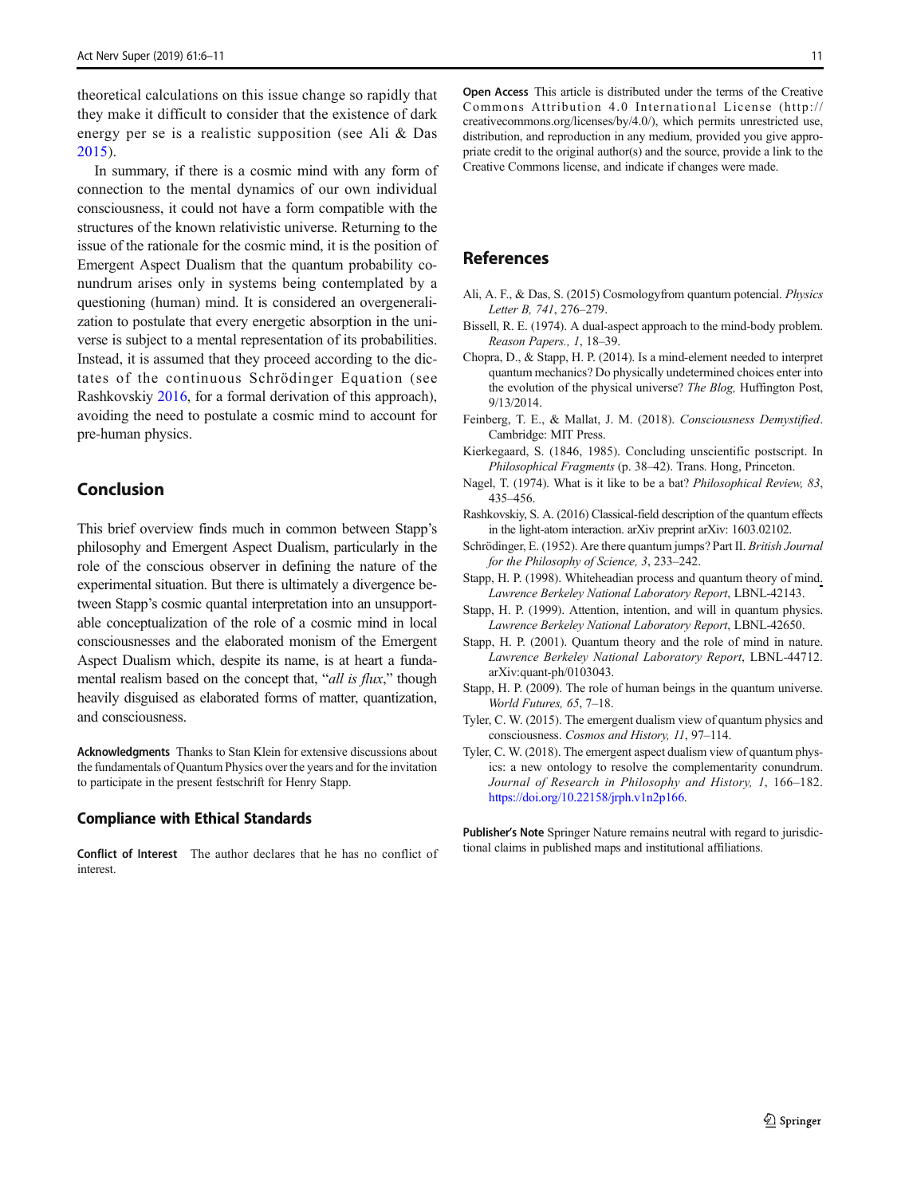theoretical calculations on this issue change so rapidly that they make it difficult to consider that the existence of dark energy per se is a realistic supposition (see Ali & Das 2015).

In summary, if there is a cosmic mind with any form of connection to the mental dynamics of our own individual consciousness, it could not have a form compatible with the structures of the known relativistic universe. Returning to the issue of the rationale for the cosmic mind, it is the position of Emergent Aspect Dualism that the quantum probability conundrum arises only in systems being contemplated by a questioning (human) mind. It is considered an overgeneralization to postulate that every energetic absorption in the universe is subject to a mental representation of its probabilities. Instead, it is assumed that they proceed according to the dictates of the continuous Schrödinger Equation (see Rashkovskiy 2016, for a formal derivation of this approach), avoiding the need to postulate a cosmic mind to account for pre-human physics.

## Conclusion

This brief overview finds much in common between Stapp's philosophy and Emergent Aspect Dualism, particularly in the role of the conscious observer in defining the nature of the experimental situation. But there is ultimately a divergence between Stapp's cosmic quantal interpretation into an unsupportable conceptualization of the role of a cosmic mind in local consciousnesses and the elaborated monism of the Emergent Aspect Dualism which, despite its name, is at heart a fundamental realism based on the concept that, "*all is flux*," though heavily disguised as elaborated forms of matter, quantization, and consciousness.

**Acknowledgments** Thanks to Stan Klein for extensive discussions about the fundamentals of Quantum Physics over the years and for the invitation to participate in the present festschrift for Henry Stapp.

### Compliance with Ethical Standards

**Conflict of Interest** The author declares that he has no conflict of interest.

**Open Access** This article is distributed under the terms of the Creative Commons Attribution 4.0 International License (http://creativecommons.org/licenses/by/4.0/), which permits unrestricted use, distribution, and reproduction in any medium, provided you give appropriate credit to the original author(s) and the source, provide a link to the Creative Commons license, and indicate if changes were made.

## References

Ali, A. F., & Das, S. (2015) Cosmologyfrom quantum potencial. *Physics Letter B, 741*, 276–279.

Bissell, R. E. (1974). A dual-aspect approach to the mind-body problem. *Reason Papers., 1*, 18–39.

Chopra, D., & Stapp, H. P. (2014). Is a mind-element needed to interpret quantum mechanics? Do physically undetermined choices enter into the evolution of the physical universe? *The Blog,* Huffington Post, 9/13/2014.

Feinberg, T. E., & Mallat, J. M. (2018). *Consciousness Demystified*. Cambridge: MIT Press.

Kierkegaard, S. (1846, 1985). Concluding unscientific postscript. In *Philosophical Fragments* (p. 38–42). Trans. Hong, Princeton.

Nagel, T. (1974). What is it like to be a bat? *Philosophical Review, 83*, 435–456.

Rashkovskiy, S. A. (2016) Classical-field description of the quantum effects in the light-atom interaction. arXiv preprint arXiv: 1603.02102.

Schrödinger, E. (1952). Are there quantum jumps? Part II. *British Journal for the Philosophy of Science, 3*, 233–242.

Stapp, H. P. (1998). Whiteheadian process and quantum theory of mind. *Lawrence Berkeley National Laboratory Report*, LBNL-42143.

Stapp, H. P. (1999). Attention, intention, and will in quantum physics. *Lawrence Berkeley National Laboratory Report*, LBNL-42650.

Stapp, H. P. (2001). Quantum theory and the role of mind in nature. *Lawrence Berkeley National Laboratory Report*, LBNL-44712. arXiv:quant-ph/0103043.

Stapp, H. P. (2009). The role of human beings in the quantum universe. *World Futures, 65*, 7–18.

Tyler, C. W. (2015). The emergent dualism view of quantum physics and consciousness. *Cosmos and History, 11*, 97–114.

Tyler, C. W. (2018). The emergent aspect dualism view of quantum physics: a new ontology to resolve the complementarity conundrum. *Journal of Research in Philosophy and History, 1*, 166–182. https://doi.org/10.22158/jrph.v1n2p166.

**Publisher's Note** Springer Nature remains neutral with regard to jurisdictional claims in published maps and institutional affiliations.